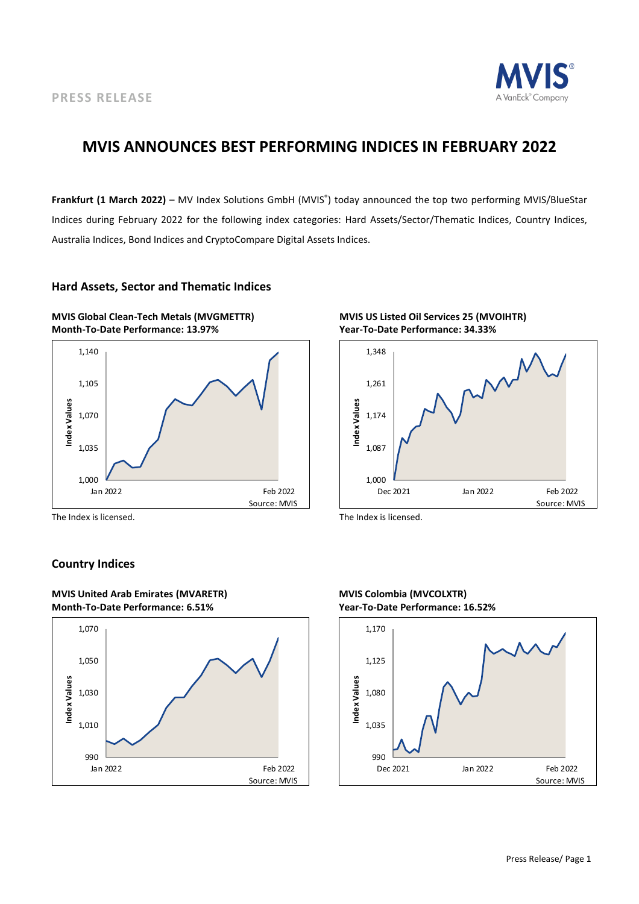PRESS RELEASE

# MVIS ANNOUNCES BEST PERFORMING INDICES IN FEBRUARY 2022

**Frankfurt (1 March 2022)** – MV Index Solutions GmbH (MVIS®) today announced the top two performing MVIS/BlueStar Indices during February 2022 for the following index categories: Hard Assets/Sector/Thematic Indices, Country Indices, Australia Indices, Bond Indices and CryptoCompare Digital Assets Indices.

## Hard Assets, Sector and Thematic Indices

**MVIS Global Clean-Tech Metals (MVGMETTR)**
**Month-To-Date Performance: 13.97%**

The Index is licensed.

**MVIS US Listed Oil Services 25 (MVOIHTR)**
**Year-To-Date Performance: 34.33%**

The Index is licensed.

## Country Indices

**MVIS United Arab Emirates (MVARETR)**
**Month-To-Date Performance: 6.51%**

**MVIS Colombia (MVCOLXTR)**
**Year-To-Date Performance: 16.52%**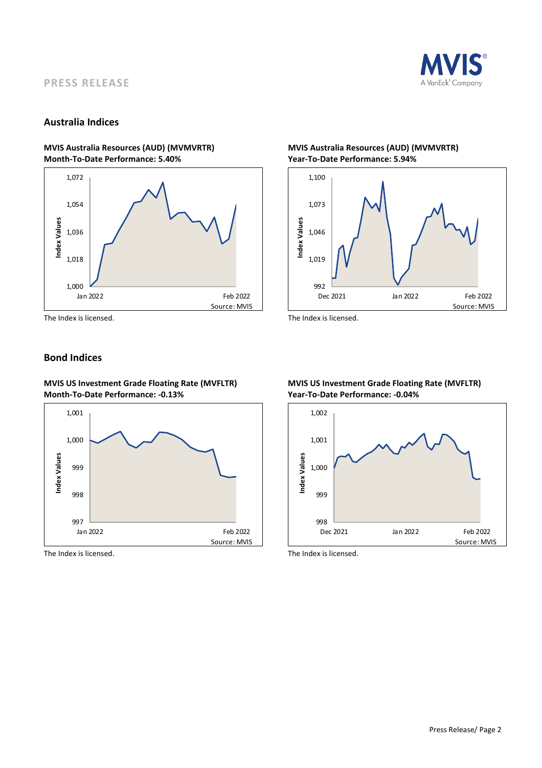PRESS RELEASE

## Australia Indices

**MVIS Australia Resources (AUD) (MVMVRTR)**
**Month-To-Date Performance: 5.40%**

The Index is licensed.

**MVIS Australia Resources (AUD) (MVMVRTR)**
**Year-To-Date Performance: 5.94%**

The Index is licensed.

## Bond Indices

**MVIS US Investment Grade Floating Rate (MVFLTR)**
**Month-To-Date Performance: -0.13%**

The Index is licensed.

**MVIS US Investment Grade Floating Rate (MVFLTR)**
**Year-To-Date Performance: -0.04%**

The Index is licensed.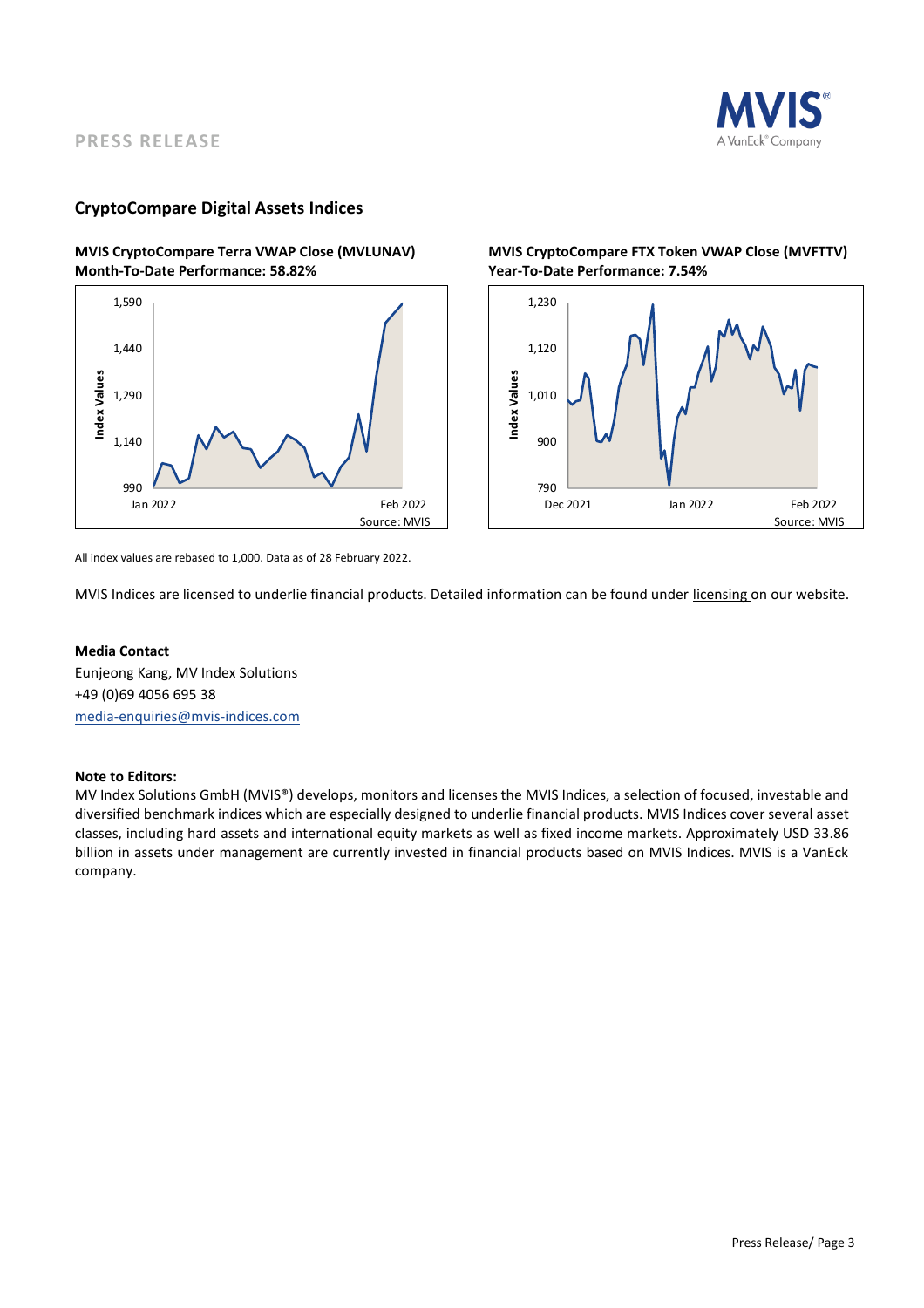## CryptoCompare Digital Assets Indices

**MVIS CryptoCompare Terra VWAP Close (MVLUNAV)**
**Month-To-Date Performance: 58.82%**

1,590
1,440
1,290
1,140
990
Index Values
Jan 2022
Feb 2022
Source: MVIS

**MVIS CryptoCompare FTX Token VWAP Close (MVFTTV)**
**Year-To-Date Performance: 7.54%**

1,230
1,120
1,010
900
790
Index Values
Dec 2021
Jan 2022
Feb 2022
Source: MVIS

All index values are rebased to 1,000. Data as of 28 February 2022.

MVIS Indices are licensed to underlie financial products. Detailed information can be found under licensing on our website.

**Media Contact**
Eunjeong Kang, MV Index Solutions
+49 (0)69 4056 695 38
media-enquiries@mvis-indices.com

**Note to Editors:**
MV Index Solutions GmbH (MVIS®) develops, monitors and licenses the MVIS Indices, a selection of focused, investable and diversified benchmark indices which are especially designed to underlie financial products. MVIS Indices cover several asset classes, including hard assets and international equity markets as well as fixed income markets. Approximately USD 33.86 billion in assets under management are currently invested in financial products based on MVIS Indices. MVIS is a VanEck company.